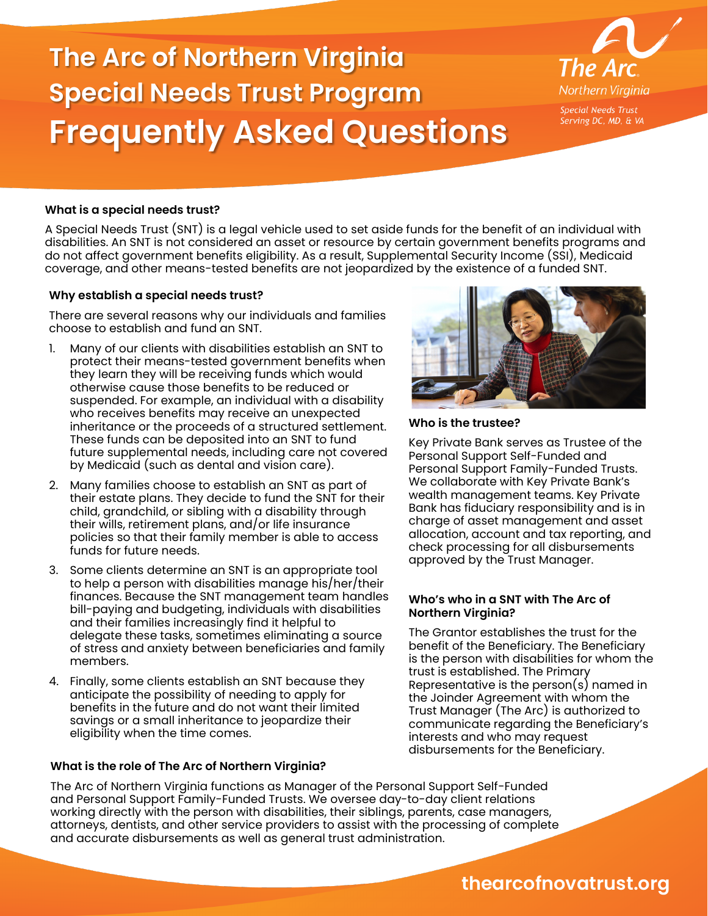# The Arc of Northern Virginia Special Needs Trust Program Frequently Asked Questions

The Arc. Northern Virginia
Special Needs Trust
Serving DC, MD, & VA

### What is a special needs trust?

A Special Needs Trust (SNT) is a legal vehicle used to set aside funds for the benefit of an individual with disabilities. An SNT is not considered an asset or resource by certain government benefits programs and do not affect government benefits eligibility. As a result, Supplemental Security Income (SSI), Medicaid coverage, and other means-tested benefits are not jeopardized by the existence of a funded SNT.

### Why establish a special needs trust?

There are several reasons why our individuals and families choose to establish and fund an SNT.

1. Many of our clients with disabilities establish an SNT to protect their means-tested government benefits when they learn they will be receiving funds which would otherwise cause those benefits to be reduced or suspended. For example, an individual with a disability who receives benefits may receive an unexpected inheritance or the proceeds of a structured settlement. These funds can be deposited into an SNT to fund future supplemental needs, including care not covered by Medicaid (such as dental and vision care).
2. Many families choose to establish an SNT as part of their estate plans. They decide to fund the SNT for their child, grandchild, or sibling with a disability through their wills, retirement plans, and/or life insurance policies so that their family member is able to access funds for future needs.
3. Some clients determine an SNT is an appropriate tool to help a person with disabilities manage his/her/their finances. Because the SNT management team handles bill-paying and budgeting, individuals with disabilities and their families increasingly find it helpful to delegate these tasks, sometimes eliminating a source of stress and anxiety between beneficiaries and family members.
4. Finally, some clients establish an SNT because they anticipate the possibility of needing to apply for benefits in the future and do not want their limited savings or a small inheritance to jeopardize their eligibility when the time comes.

### What is the role of The Arc of Northern Virginia?

The Arc of Northern Virginia functions as Manager of the Personal Support Self-Funded and Personal Support Family-Funded Trusts. We oversee day-to-day client relations working directly with the person with disabilities, their siblings, parents, case managers, attorneys, dentists, and other service providers to assist with the processing of complete and accurate disbursements as well as general trust administration.

### Who is the trustee?

Key Private Bank serves as Trustee of the Personal Support Self-Funded and Personal Support Family-Funded Trusts. We collaborate with Key Private Bank's wealth management teams. Key Private Bank has fiduciary responsibility and is in charge of asset management and asset allocation, account and tax reporting, and check processing for all disbursements approved by the Trust Manager.

### Who's who in a SNT with The Arc of Northern Virginia?

The Grantor establishes the trust for the benefit of the Beneficiary. The Beneficiary is the person with disabilities for whom the trust is established. The Primary Representative is the person(s) named in the Joinder Agreement with whom the Trust Manager (The Arc) is authorized to communicate regarding the Beneficiary's interests and who may request disbursements for the Beneficiary.

thearcofnovatrust.org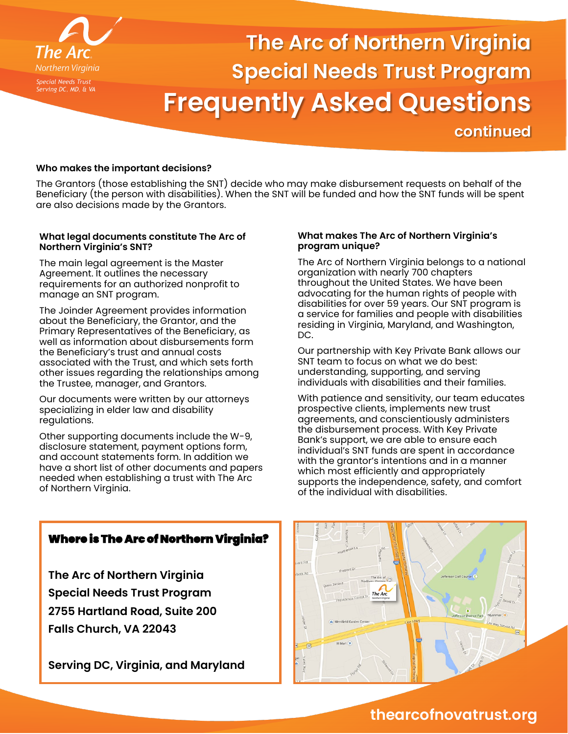The Arc
Northern Virginia
*Special Needs Trust Serving DC, MD, & VA*

# The Arc of Northern Virginia Special Needs Trust Program Frequently Asked Questions

**continued**

### Who makes the important decisions?

The Grantors (those establishing the SNT) decide who may make disbursement requests on behalf of the Beneficiary (the person with disabilities). When the SNT will be funded and how the SNT funds will be spent are also decisions made by the Grantors.

### What legal documents constitute The Arc of Northern Virginia's SNT?

The main legal agreement is the Master Agreement. It outlines the necessary requirements for an authorized nonprofit to manage an SNT program.

The Joinder Agreement provides information about the Beneficiary, the Grantor, and the Primary Representatives of the Beneficiary, as well as information about disbursements form the Beneficiary's trust and annual costs associated with the Trust, and which sets forth other issues regarding the relationships among the Trustee, manager, and Grantors.

Our documents were written by our attorneys specializing in elder law and disability regulations.

Other supporting documents include the W-9, disclosure statement, payment options form, and account statements form. In addition we have a short list of other documents and papers needed when establishing a trust with The Arc of Northern Virginia.

### What makes The Arc of Northern Virginia's program unique?

The Arc of Northern Virginia belongs to a national organization with nearly 700 chapters throughout the United States. We have been advocating for the human rights of people with disabilities for over 59 years. Our SNT program is a service for families and people with disabilities residing in Virginia, Maryland, and Washington, DC.

Our partnership with Key Private Bank allows our SNT team to focus on what we do best: understanding, supporting, and serving individuals with disabilities and their families.

With patience and sensitivity, our team educates prospective clients, implements new trust agreements, and conscientiously administers the disbursement process. With Key Private Bank's support, we are able to ensure each individual's SNT funds are spent in accordance with the grantor's intentions and in a manner which most efficiently and appropriately supports the independence, safety, and comfort of the individual with disabilities.

### Where is The Arc of Northern Virginia?

**The Arc of Northern Virginia**
**Special Needs Trust Program**
**2755 Hartland Road, Suite 200**
**Falls Church, VA 22043**

**Serving DC, Virginia, and Maryland**

**thearcofnovatrust.org**